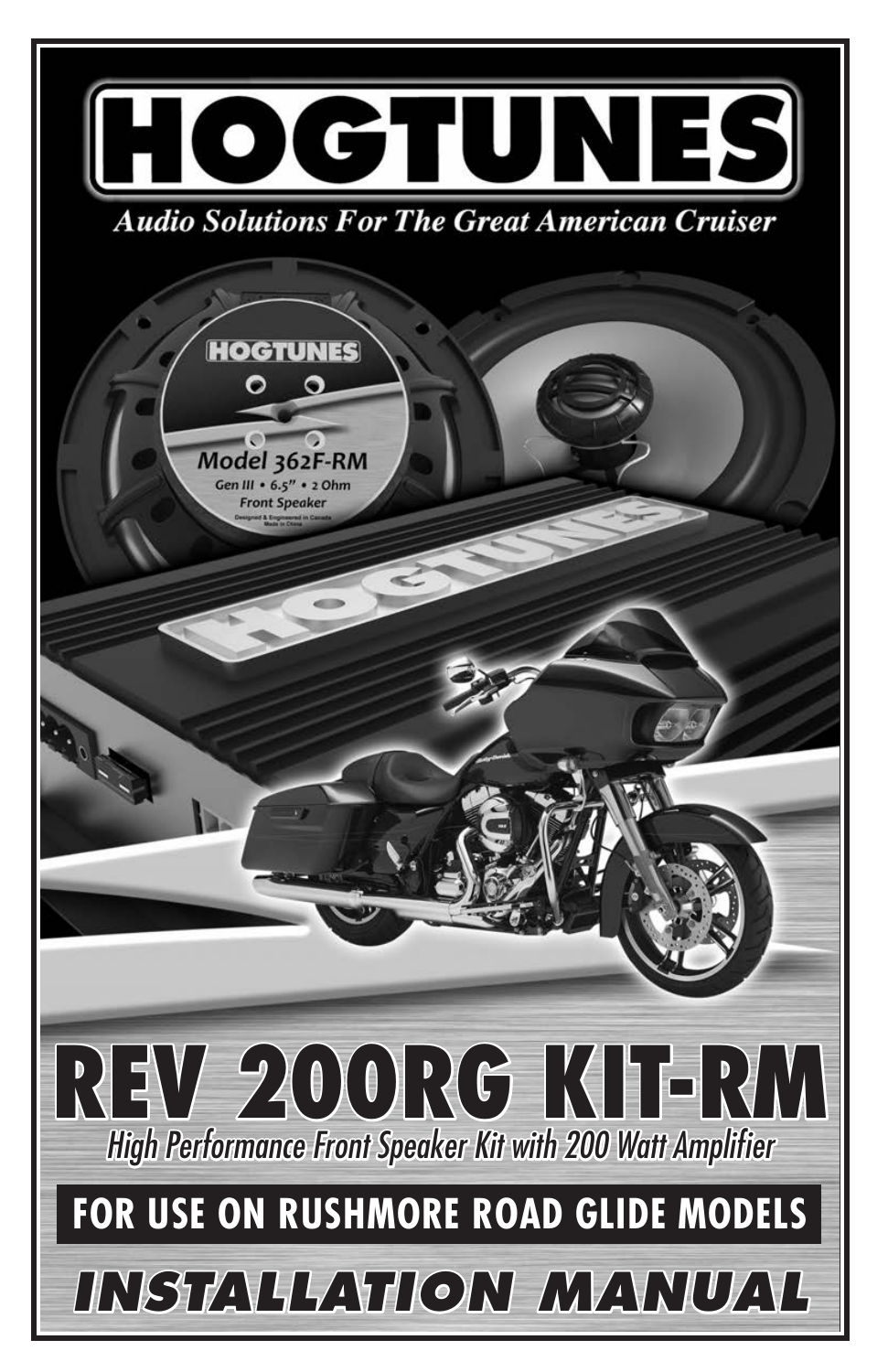# HOGTUNES

*Audio Solutions For The Great American Cruiser*

# REV 200RG KIT-RM

*High Performance Front Speaker Kit with 200 Watt Amplifier*

## FOR USE ON RUSHMORE ROAD GLIDE MODELS

## *INSTALLATION MANUAL*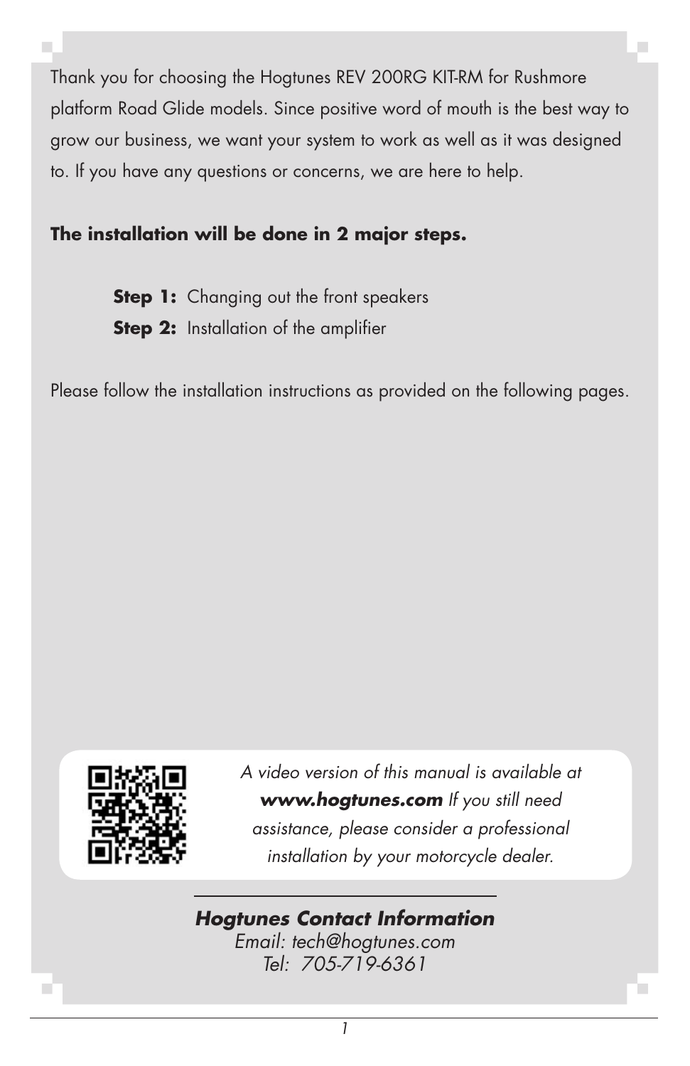Thank you for choosing the Hogtunes REV 200RG KIT-RM for Rushmore platform Road Glide models. Since positive word of mouth is the best way to grow our business, we want your system to work as well as it was designed to. If you have any questions or concerns, we are here to help.

**The installation will be done in 2 major steps.**

**Step 1:** Changing out the front speakers
**Step 2:** Installation of the amplifier

Please follow the installation instructions as provided on the following pages.

*A video version of this manual is available at **www.hogtunes.com** If you still need assistance, please consider a professional installation by your motorcycle dealer.*

***Hogtunes Contact Information***
*Email: tech@hogtunes.com*
*Tel: 705-719-6361*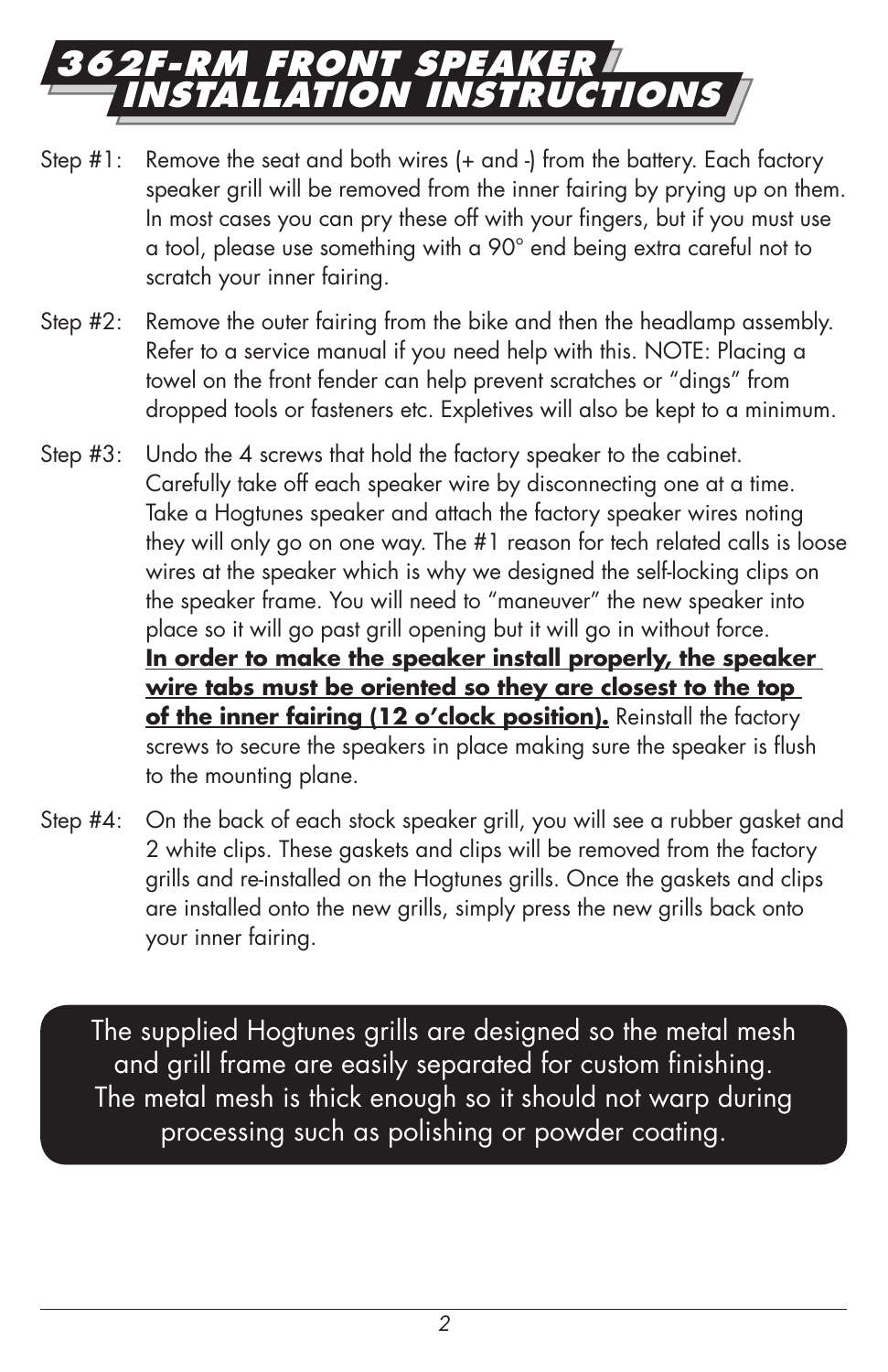# 362F-RM FRONT SPEAKER INSTALLATION INSTRUCTIONS

Step #1: Remove the seat and both wires (+ and -) from the battery. Each factory speaker grill will be removed from the inner fairing by prying up on them. In most cases you can pry these off with your fingers, but if you must use a tool, please use something with a 90° end being extra careful not to scratch your inner fairing.

Step #2: Remove the outer fairing from the bike and then the headlamp assembly. Refer to a service manual if you need help with this. NOTE: Placing a towel on the front fender can help prevent scratches or "dings" from dropped tools or fasteners etc. Expletives will also be kept to a minimum.

Step #3: Undo the 4 screws that hold the factory speaker to the cabinet. Carefully take off each speaker wire by disconnecting one at a time. Take a Hogtunes speaker and attach the factory speaker wires noting they will only go on one way. The #1 reason for tech related calls is loose wires at the speaker which is why we designed the self-locking clips on the speaker frame. You will need to "maneuver" the new speaker into place so it will go past grill opening but it will go in without force. **In order to make the speaker install properly, the speaker wire tabs must be oriented so they are closest to the top of the inner fairing (12 o'clock position).** Reinstall the factory screws to secure the speakers in place making sure the speaker is flush to the mounting plane.

Step #4: On the back of each stock speaker grill, you will see a rubber gasket and 2 white clips. These gaskets and clips will be removed from the factory grills and re-installed on the Hogtunes grills. Once the gaskets and clips are installed onto the new grills, simply press the new grills back onto your inner fairing.

The supplied Hogtunes grills are designed so the metal mesh and grill frame are easily separated for custom finishing. The metal mesh is thick enough so it should not warp during processing such as polishing or powder coating.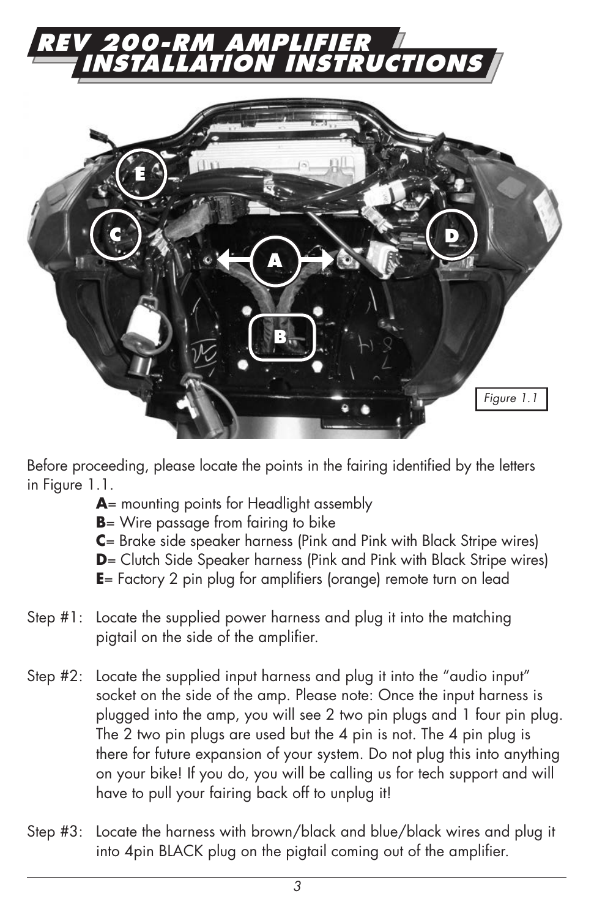# REV 200-RM AMPLIFIER INSTALLATION INSTRUCTIONS

*Figure 1.1*

Before proceeding, please locate the points in the fairing identified by the letters in Figure 1.1.

- **A**= mounting points for Headlight assembly
- **B**= Wire passage from fairing to bike
- **C**= Brake side speaker harness (Pink and Pink with Black Stripe wires)
- **D**= Clutch Side Speaker harness (Pink and Pink with Black Stripe wires)
- **E**= Factory 2 pin plug for amplifiers (orange) remote turn on lead

Step #1: Locate the supplied power harness and plug it into the matching pigtail on the side of the amplifier.

Step #2: Locate the supplied input harness and plug it into the "audio input" socket on the side of the amp. Please note: Once the input harness is plugged into the amp, you will see 2 two pin plugs and 1 four pin plug. The 2 two pin plugs are used but the 4 pin is not. The 4 pin plug is there for future expansion of your system. Do not plug this into anything on your bike! If you do, you will be calling us for tech support and will have to pull your fairing back off to unplug it!

Step #3: Locate the harness with brown/black and blue/black wires and plug it into 4pin BLACK plug on the pigtail coming out of the amplifier.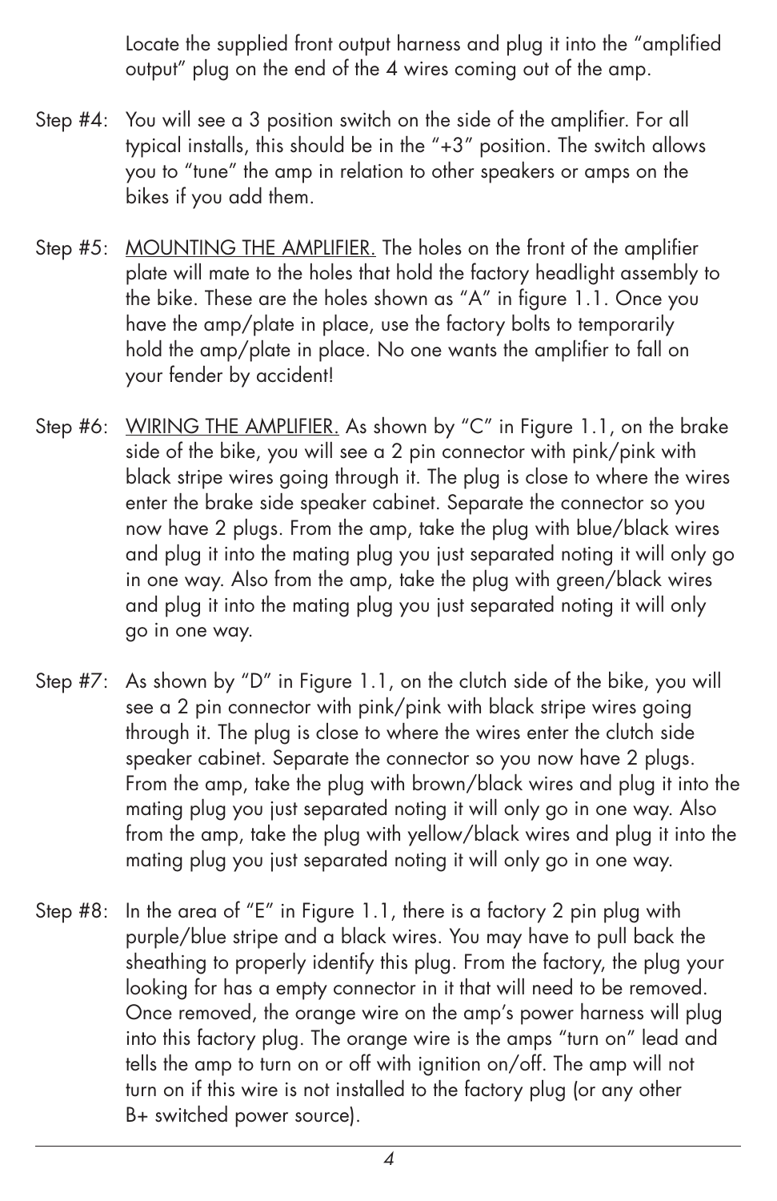Locate the supplied front output harness and plug it into the "amplified output" plug on the end of the 4 wires coming out of the amp.

Step #4: You will see a 3 position switch on the side of the amplifier. For all typical installs, this should be in the "+3" position. The switch allows you to "tune" the amp in relation to other speakers or amps on the bikes if you add them.

Step #5: MOUNTING THE AMPLIFIER. The holes on the front of the amplifier plate will mate to the holes that hold the factory headlight assembly to the bike. These are the holes shown as "A" in figure 1.1. Once you have the amp/plate in place, use the factory bolts to temporarily hold the amp/plate in place. No one wants the amplifier to fall on your fender by accident!

Step #6: WIRING THE AMPLIFIER. As shown by "C" in Figure 1.1, on the brake side of the bike, you will see a 2 pin connector with pink/pink with black stripe wires going through it. The plug is close to where the wires enter the brake side speaker cabinet. Separate the connector so you now have 2 plugs. From the amp, take the plug with blue/black wires and plug it into the mating plug you just separated noting it will only go in one way. Also from the amp, take the plug with green/black wires and plug it into the mating plug you just separated noting it will only go in one way.

Step #7: As shown by "D" in Figure 1.1, on the clutch side of the bike, you will see a 2 pin connector with pink/pink with black stripe wires going through it. The plug is close to where the wires enter the clutch side speaker cabinet. Separate the connector so you now have 2 plugs. From the amp, take the plug with brown/black wires and plug it into the mating plug you just separated noting it will only go in one way. Also from the amp, take the plug with yellow/black wires and plug it into the mating plug you just separated noting it will only go in one way.

Step #8: In the area of "E" in Figure 1.1, there is a factory 2 pin plug with purple/blue stripe and a black wires. You may have to pull back the sheathing to properly identify this plug. From the factory, the plug your looking for has a empty connector in it that will need to be removed. Once removed, the orange wire on the amp's power harness will plug into this factory plug. The orange wire is the amps "turn on" lead and tells the amp to turn on or off with ignition on/off. The amp will not turn on if this wire is not installed to the factory plug (or any other B+ switched power source).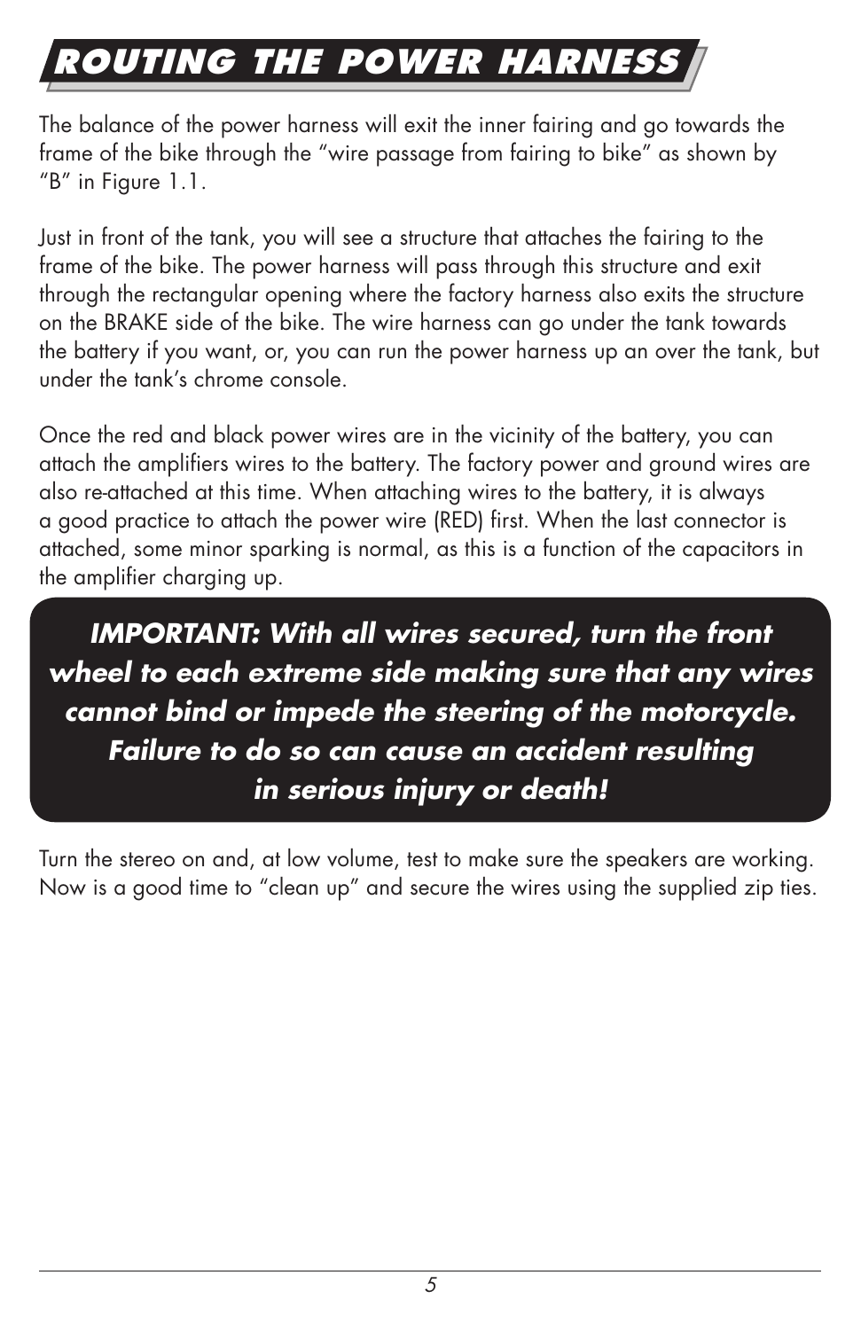# ROUTING THE POWER HARNESS

The balance of the power harness will exit the inner fairing and go towards the frame of the bike through the “wire passage from fairing to bike” as shown by “B” in Figure 1.1.

Just in front of the tank, you will see a structure that attaches the fairing to the frame of the bike. The power harness will pass through this structure and exit through the rectangular opening where the factory harness also exits the structure on the BRAKE side of the bike. The wire harness can go under the tank towards the battery if you want, or, you can run the power harness up an over the tank, but under the tank’s chrome console.

Once the red and black power wires are in the vicinity of the battery, you can attach the amplifiers wires to the battery. The factory power and ground wires are also re-attached at this time. When attaching wires to the battery, it is always a good practice to attach the power wire (RED) first. When the last connector is attached, some minor sparking is normal, as this is a function of the capacitors in the amplifier charging up.

***IMPORTANT: With all wires secured, turn the front wheel to each extreme side making sure that any wires cannot bind or impede the steering of the motorcycle. Failure to do so can cause an accident resulting in serious injury or death!***

Turn the stereo on and, at low volume, test to make sure the speakers are working. Now is a good time to “clean up” and secure the wires using the supplied zip ties.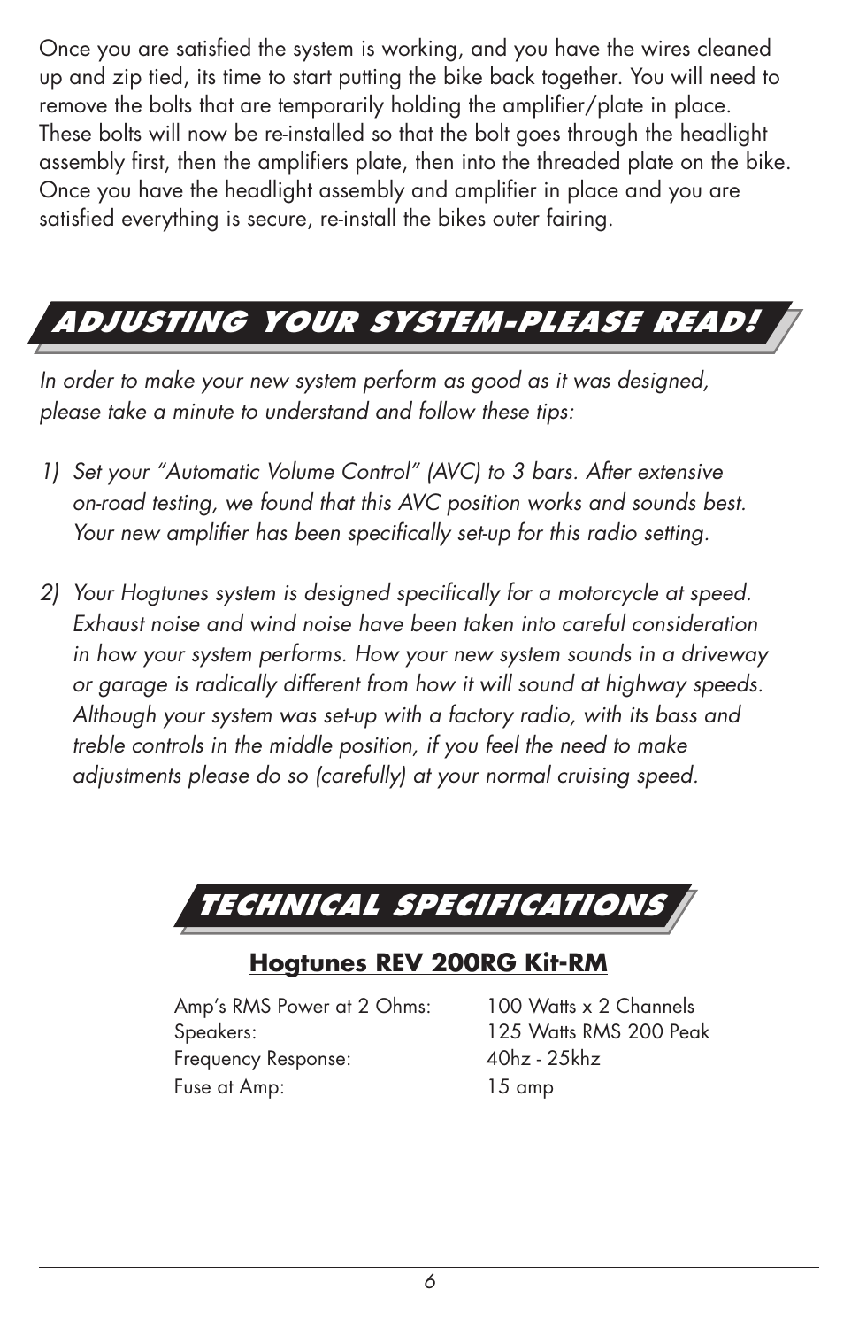Once you are satisfied the system is working, and you have the wires cleaned up and zip tied, its time to start putting the bike back together. You will need to remove the bolts that are temporarily holding the amplifier/plate in place. These bolts will now be re-installed so that the bolt goes through the headlight assembly first, then the amplifiers plate, then into the threaded plate on the bike. Once you have the headlight assembly and amplifier in place and you are satisfied everything is secure, re-install the bikes outer fairing.

## ADJUSTING YOUR SYSTEM-PLEASE READ!

*In order to make your new system perform as good as it was designed, please take a minute to understand and follow these tips:*

1) *Set your "Automatic Volume Control" (AVC) to 3 bars. After extensive on-road testing, we found that this AVC position works and sounds best. Your new amplifier has been specifically set-up for this radio setting.*

2) *Your Hogtunes system is designed specifically for a motorcycle at speed. Exhaust noise and wind noise have been taken into careful consideration in how your system performs. How your new system sounds in a driveway or garage is radically different from how it will sound at highway speeds. Although your system was set-up with a factory radio, with its bass and treble controls in the middle position, if you feel the need to make adjustments please do so (carefully) at your normal cruising speed.*

## TECHNICAL SPECIFICATIONS

### Hogtunes REV 200RG Kit-RM

| | |
|---|---|
| Amp's RMS Power at 2 Ohms: | 100 Watts x 2 Channels |
| Speakers: | 125 Watts RMS 200 Peak |
| Frequency Response: | 40hz - 25khz |
| Fuse at Amp: | 15 amp |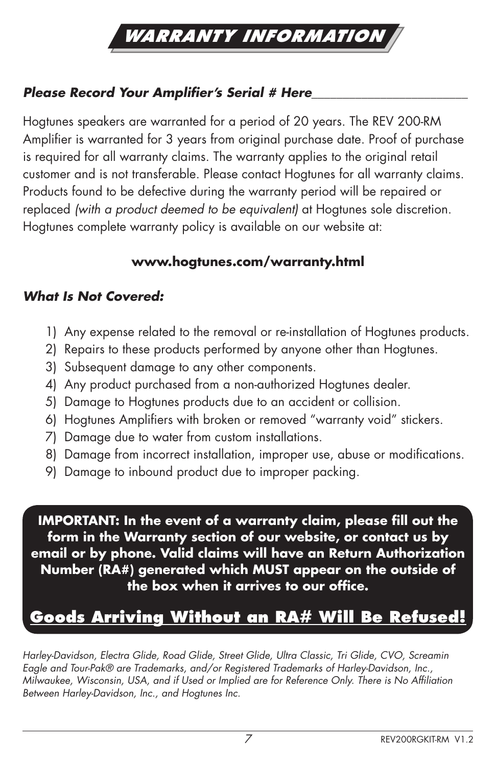# WARRANTY INFORMATION

***Please Record Your Amplifier's Serial # Here___________________________***

Hogtunes speakers are warranted for a period of 20 years. The REV 200-RM Amplifier is warranted for 3 years from original purchase date. Proof of purchase is required for all warranty claims. The warranty applies to the original retail customer and is not transferable. Please contact Hogtunes for all warranty claims. Products found to be defective during the warranty period will be repaired or replaced *(with a product deemed to be equivalent)* at Hogtunes sole discretion. Hogtunes complete warranty policy is available on our website at:

**www.hogtunes.com/warranty.html**

***What Is Not Covered:***

1) Any expense related to the removal or re-installation of Hogtunes products.
2) Repairs to these products performed by anyone other than Hogtunes.
3) Subsequent damage to any other components.
4) Any product purchased from a non-authorized Hogtunes dealer.
5) Damage to Hogtunes products due to an accident or collision.
6) Hogtunes Amplifiers with broken or removed "warranty void" stickers.
7) Damage due to water from custom installations.
8) Damage from incorrect installation, improper use, abuse or modifications.
9) Damage to inbound product due to improper packing.

**IMPORTANT: In the event of a warranty claim, please fill out the form in the Warranty section of our website, or contact us by email or by phone. Valid claims will have an Return Authorization Number (RA#) generated which MUST appear on the outside of the box when it arrives to our office.**

## Goods Arriving Without an RA# Will Be Refused!

*Harley-Davidson, Electra Glide, Road Glide, Street Glide, Ultra Classic, Tri Glide, CVO, Screamin Eagle and Tour-Pak® are Trademarks, and/or Registered Trademarks of Harley-Davidson, Inc., Milwaukee, Wisconsin, USA, and if Used or Implied are for Reference Only. There is No Affiliation Between Harley-Davidson, Inc., and Hogtunes Inc.*

REV200RGKIT-RM V1.2